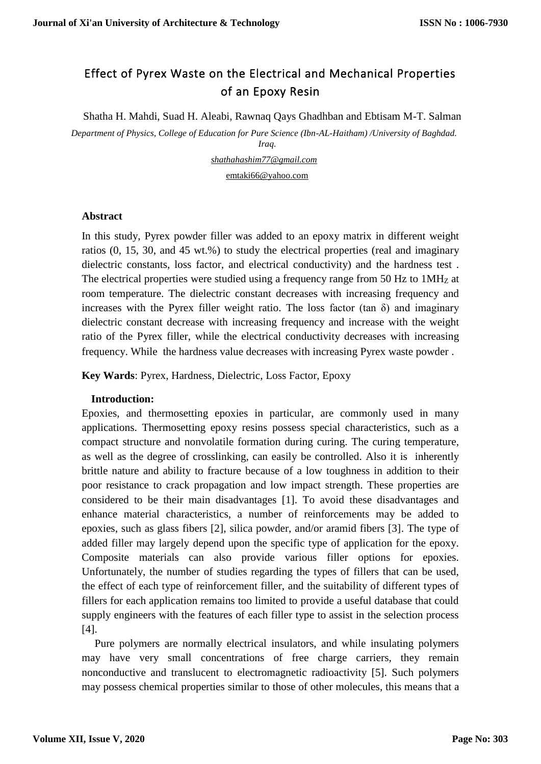# Effect of Pyrex Waste on the Electrical and Mechanical Properties of an Epoxy Resin

Shatha H. Mahdi, Suad H. Aleabi, Rawnaq Qays Ghadhban and Ebtisam M-T. Salman

*Department of Physics, College of Education for Pure Science (Ibn-AL-Haitham) /University of Baghdad. Iraq.*

shathahashim77@gmail.com

emtaki66@yahoo.com

## Abstract

In this study, Pyrex powder filler was added to an epoxy matrix in different weight ratios (0, 15, 30, and 45 wt.%) to study the electrical properties (real and imaginary dielectric constants, loss factor, and electrical conductivity) and the hardness test . The electrical properties were studied using a frequency range from 50 Hz to 1MH$_Z$ at room temperature. The dielectric constant decreases with increasing frequency and increases with the Pyrex filler weight ratio. The loss factor (tan δ) and imaginary dielectric constant decrease with increasing frequency and increase with the weight ratio of the Pyrex filler, while the electrical conductivity decreases with increasing frequency. While the hardness value decreases with increasing Pyrex waste powder .

**Key Wards**: Pyrex, Hardness, Dielectric, Loss Factor, Epoxy

## Introduction:

Epoxies, and thermosetting epoxies in particular, are commonly used in many applications. Thermosetting epoxy resins possess special characteristics, such as a compact structure and nonvolatile formation during curing. The curing temperature, as well as the degree of crosslinking, can easily be controlled. Also it is inherently brittle nature and ability to fracture because of a low toughness in addition to their poor resistance to crack propagation and low impact strength. These properties are considered to be their main disadvantages [1]. To avoid these disadvantages and enhance material characteristics, a number of reinforcements may be added to epoxies, such as glass fibers [2], silica powder, and/or aramid fibers [3]. The type of added filler may largely depend upon the specific type of application for the epoxy. Composite materials can also provide various filler options for epoxies. Unfortunately, the number of studies regarding the types of fillers that can be used, the effect of each type of reinforcement filler, and the suitability of different types of fillers for each application remains too limited to provide a useful database that could supply engineers with the features of each filler type to assist in the selection process [4].

Pure polymers are normally electrical insulators, and while insulating polymers may have very small concentrations of free charge carriers, they remain nonconductive and translucent to electromagnetic radioactivity [5]. Such polymers may possess chemical properties similar to those of other molecules, this means that a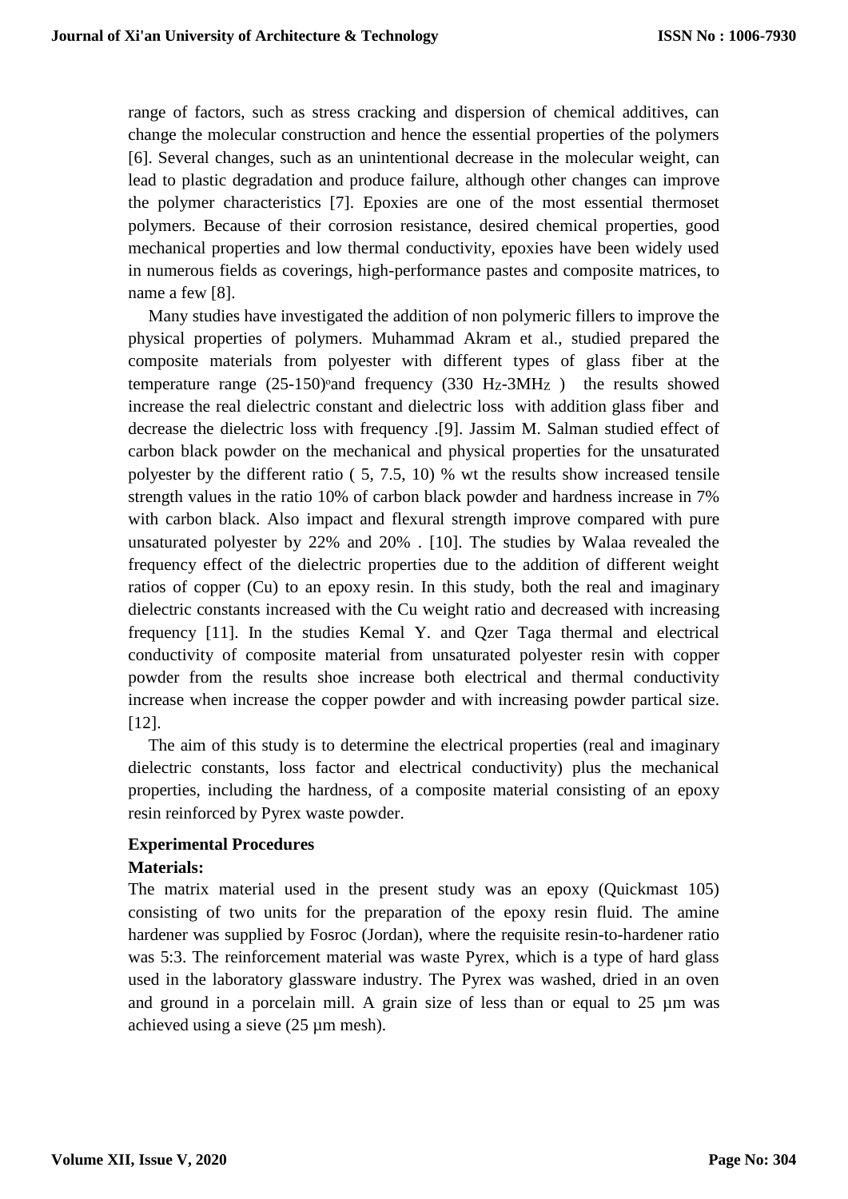range of factors, such as stress cracking and dispersion of chemical additives, can change the molecular construction and hence the essential properties of the polymers [6]. Several changes, such as an unintentional decrease in the molecular weight, can lead to plastic degradation and produce failure, although other changes can improve the polymer characteristics [7]. Epoxies are one of the most essential thermoset polymers. Because of their corrosion resistance, desired chemical properties, good mechanical properties and low thermal conductivity, epoxies have been widely used in numerous fields as coverings, high-performance pastes and composite matrices, to name a few [8].

Many studies have investigated the addition of non polymeric fillers to improve the physical properties of polymers. Muhammad Akram et al., studied prepared the composite materials from polyester with different types of glass fiber at the temperature range (25-150)$^{o}$and frequency (330 $H_Z$-3M$H_Z$ ) the results showed increase the real dielectric constant and dielectric loss with addition glass fiber and decrease the dielectric loss with frequency .[9]. Jassim M. Salman studied effect of carbon black powder on the mechanical and physical properties for the unsaturated polyester by the different ratio ( 5, 7.5, 10) % wt the results show increased tensile strength values in the ratio 10% of carbon black powder and hardness increase in 7% with carbon black. Also impact and flexural strength improve compared with pure unsaturated polyester by 22% and 20% . [10]. The studies by Walaa revealed the frequency effect of the dielectric properties due to the addition of different weight ratios of copper (Cu) to an epoxy resin. In this study, both the real and imaginary dielectric constants increased with the Cu weight ratio and decreased with increasing frequency [11]. In the studies Kemal Y. and Qzer Taga thermal and electrical conductivity of composite material from unsaturated polyester resin with copper powder from the results shoe increase both electrical and thermal conductivity increase when increase the copper powder and with increasing powder partical size. [12].

The aim of this study is to determine the electrical properties (real and imaginary dielectric constants, loss factor and electrical conductivity) plus the mechanical properties, including the hardness, of a composite material consisting of an epoxy resin reinforced by Pyrex waste powder.

## Experimental Procedures

### Materials:

The matrix material used in the present study was an epoxy (Quickmast 105) consisting of two units for the preparation of the epoxy resin fluid. The amine hardener was supplied by Fosroc (Jordan), where the requisite resin-to-hardener ratio was 5:3. The reinforcement material was waste Pyrex, which is a type of hard glass used in the laboratory glassware industry. The Pyrex was washed, dried in an oven and ground in a porcelain mill. A grain size of less than or equal to 25 µm was achieved using a sieve (25 µm mesh).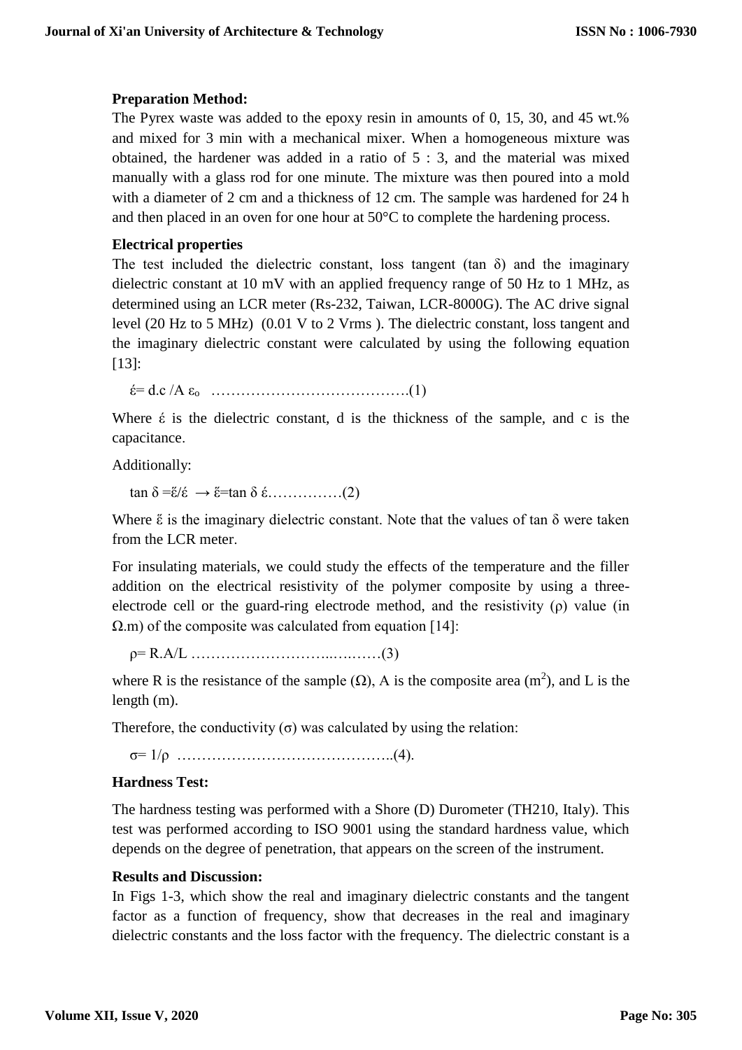**Preparation Method:**

The Pyrex waste was added to the epoxy resin in amounts of 0, 15, 30, and 45 wt.% and mixed for 3 min with a mechanical mixer. When a homogeneous mixture was obtained, the hardener was added in a ratio of 5 : 3, and the material was mixed manually with a glass rod for one minute. The mixture was then poured into a mold with a diameter of 2 cm and a thickness of 12 cm. The sample was hardened for 24 h and then placed in an oven for one hour at 50°C to complete the hardening process.

**Electrical properties**

The test included the dielectric constant, loss tangent (tan δ) and the imaginary dielectric constant at 10 mV with an applied frequency range of 50 Hz to 1 MHz, as determined using an LCR meter (Rs-232, Taiwan, LCR-8000G). The AC drive signal level (20 Hz to 5 MHz) (0.01 V to 2 Vrms ). The dielectric constant, loss tangent and the imaginary dielectric constant were calculated by using the following equation [13]:

$$\acute{\varepsilon} = d.c / A\, \varepsilon_o \quad \text{.......................................(1)}$$

Where $\acute{\varepsilon}$ is the dielectric constant, d is the thickness of the sample, and c is the capacitance.

Additionally:

$$\tan\delta = \ddot{\varepsilon}/\acute{\varepsilon} \rightarrow \ddot{\varepsilon} = \tan\delta\, \acute{\varepsilon} \quad \text{...............(2)}$$

Where $\ddot{\varepsilon}$ is the imaginary dielectric constant. Note that the values of tan δ were taken from the LCR meter.

For insulating materials, we could study the effects of the temperature and the filler addition on the electrical resistivity of the polymer composite by using a three-electrode cell or the guard-ring electrode method, and the resistivity (ρ) value (in Ω.m) of the composite was calculated from equation [14]:

$$\rho = R.A/L \quad \text{..................................(3)}$$

where R is the resistance of the sample (Ω), A is the composite area ($m^2$), and L is the length (m).

Therefore, the conductivity (σ) was calculated by using the relation:

$$\sigma = 1/\rho \quad \text{..........................................(4).}$$

**Hardness Test:**

The hardness testing was performed with a Shore (D) Durometer (TH210, Italy). This test was performed according to ISO 9001 using the standard hardness value, which depends on the degree of penetration, that appears on the screen of the instrument.

**Results and Discussion:**

In Figs 1-3, which show the real and imaginary dielectric constants and the tangent factor as a function of frequency, show that decreases in the real and imaginary dielectric constants and the loss factor with the frequency. The dielectric constant is a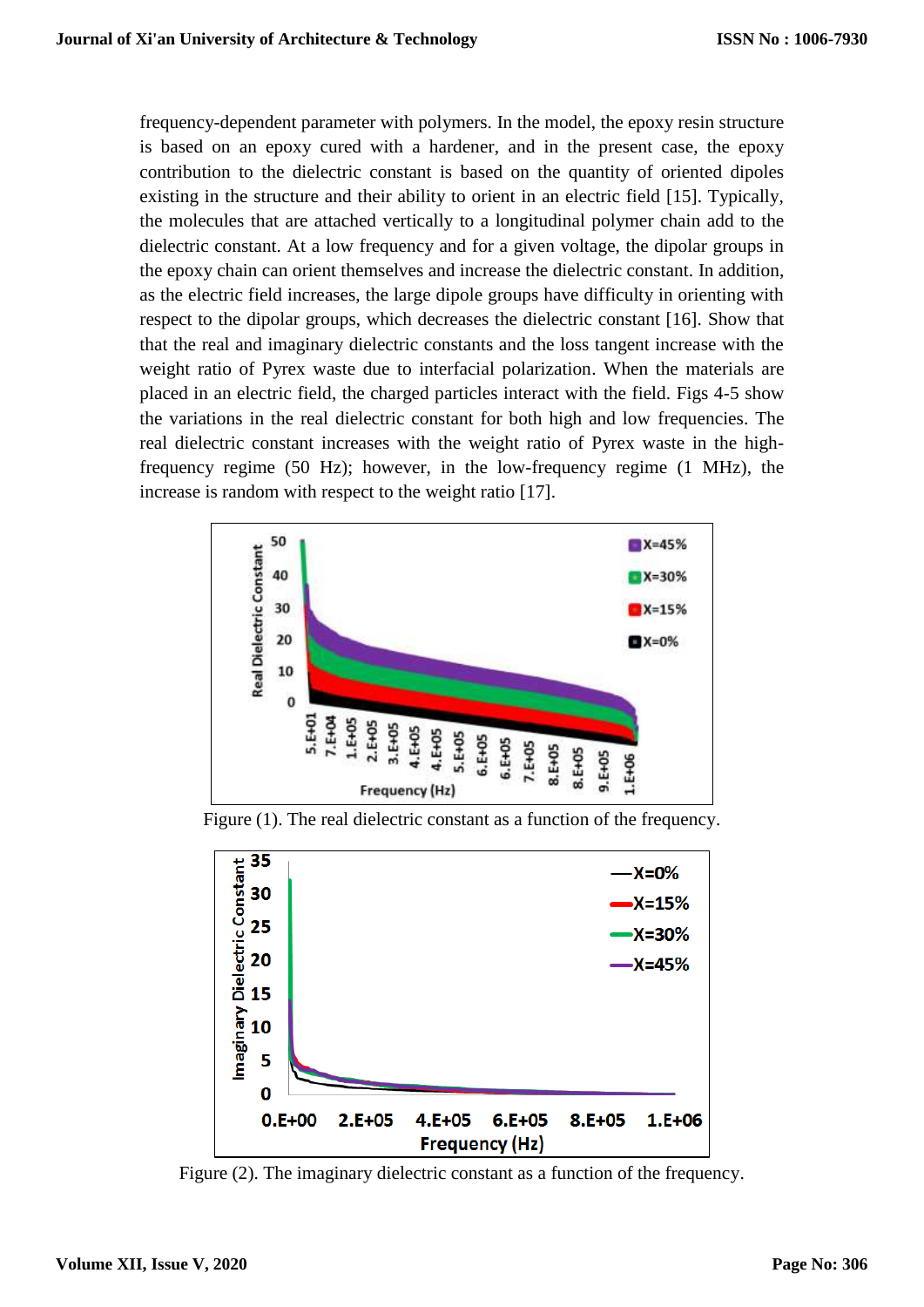frequency-dependent parameter with polymers. In the model, the epoxy resin structure is based on an epoxy cured with a hardener, and in the present case, the epoxy contribution to the dielectric constant is based on the quantity of oriented dipoles existing in the structure and their ability to orient in an electric field [15]. Typically, the molecules that are attached vertically to a longitudinal polymer chain add to the dielectric constant. At a low frequency and for a given voltage, the dipolar groups in the epoxy chain can orient themselves and increase the dielectric constant. In addition, as the electric field increases, the large dipole groups have difficulty in orienting with respect to the dipolar groups, which decreases the dielectric constant [16]. Show that that the real and imaginary dielectric constants and the loss tangent increase with the weight ratio of Pyrex waste due to interfacial polarization. When the materials are placed in an electric field, the charged particles interact with the field. Figs 4-5 show the variations in the real dielectric constant for both high and low frequencies. The real dielectric constant increases with the weight ratio of Pyrex waste in the high-frequency regime (50 Hz); however, in the low-frequency regime (1 MHz), the increase is random with respect to the weight ratio [17].

Figure (1). The real dielectric constant as a function of the frequency.

Figure (2). The imaginary dielectric constant as a function of the frequency.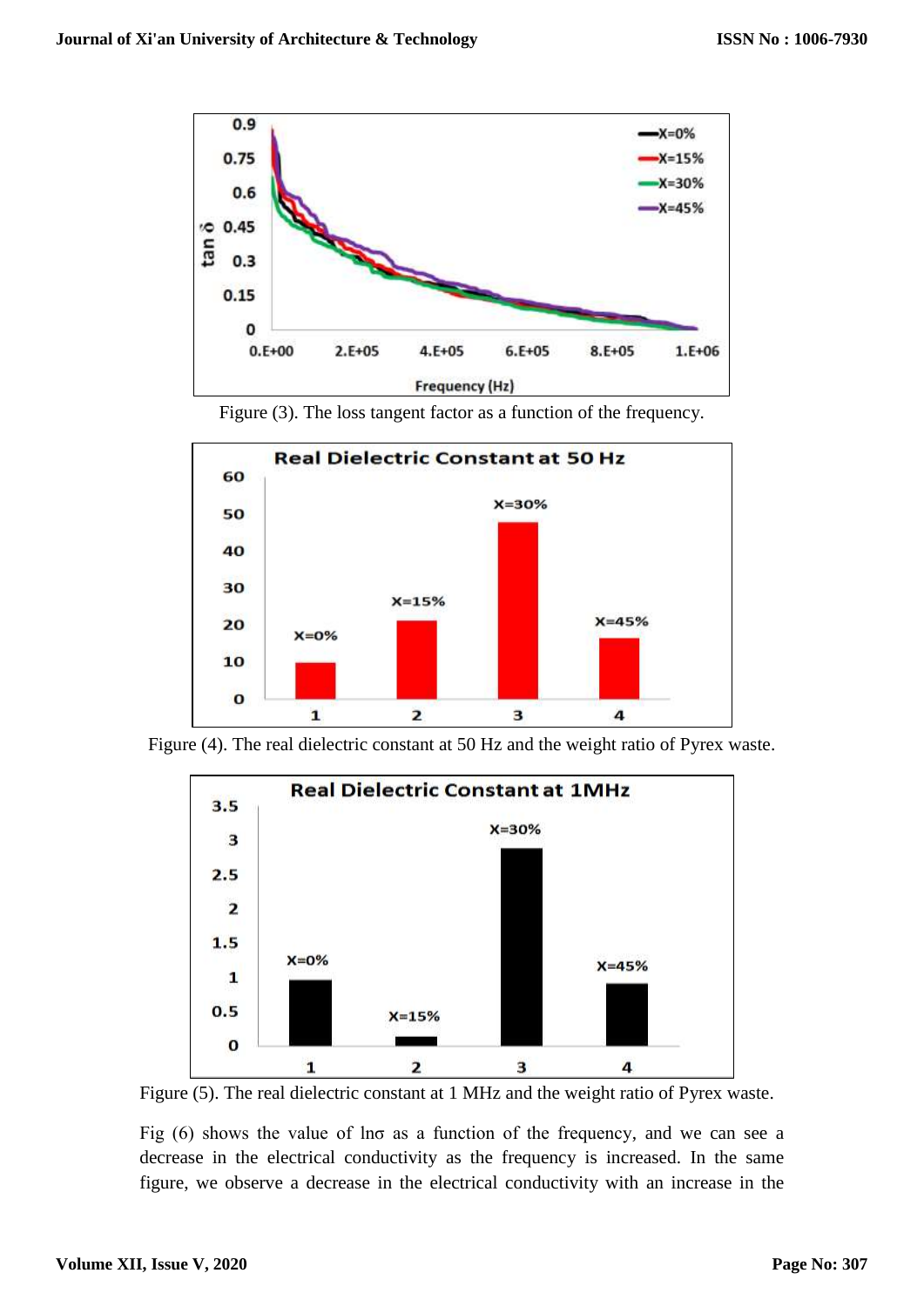Figure (3). The loss tangent factor as a function of the frequency.

Figure (4). The real dielectric constant at 50 Hz and the weight ratio of Pyrex waste.

Figure (5). The real dielectric constant at 1 MHz and the weight ratio of Pyrex waste.

Fig (6) shows the value of $\ln\sigma$ as a function of the frequency, and we can see a decrease in the electrical conductivity as the frequency is increased. In the same figure, we observe a decrease in the electrical conductivity with an increase in the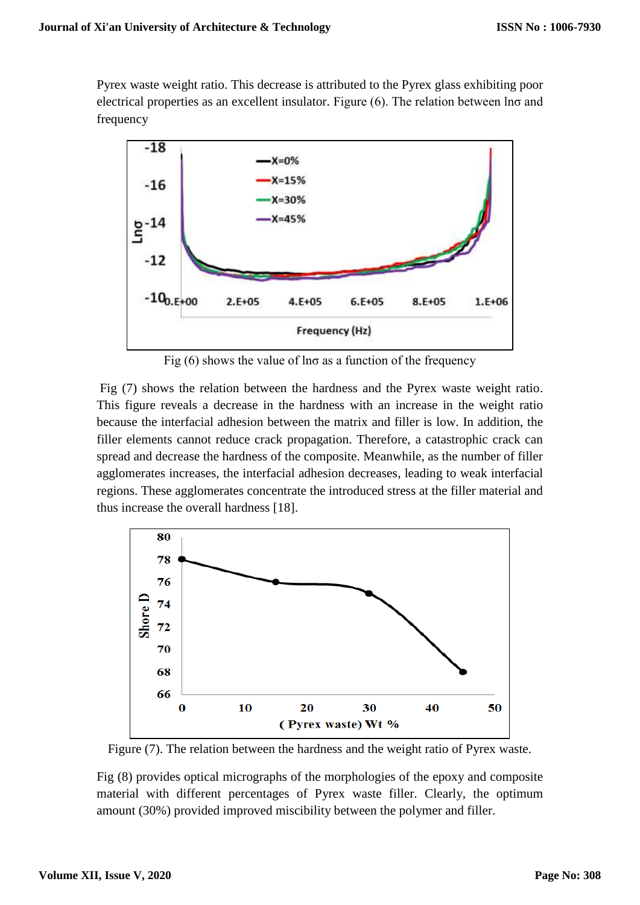Pyrex waste weight ratio. This decrease is attributed to the Pyrex glass exhibiting poor electrical properties as an excellent insulator. Figure (6). The relation between lnσ and frequency

Fig (6) shows the value of lnσ as a function of the frequency

Fig (7) shows the relation between the hardness and the Pyrex waste weight ratio. This figure reveals a decrease in the hardness with an increase in the weight ratio because the interfacial adhesion between the matrix and filler is low. In addition, the filler elements cannot reduce crack propagation. Therefore, a catastrophic crack can spread and decrease the hardness of the composite. Meanwhile, as the number of filler agglomerates increases, the interfacial adhesion decreases, leading to weak interfacial regions. These agglomerates concentrate the introduced stress at the filler material and thus increase the overall hardness [18].

Figure (7). The relation between the hardness and the weight ratio of Pyrex waste.

Fig (8) provides optical micrographs of the morphologies of the epoxy and composite material with different percentages of Pyrex waste filler. Clearly, the optimum amount (30%) provided improved miscibility between the polymer and filler.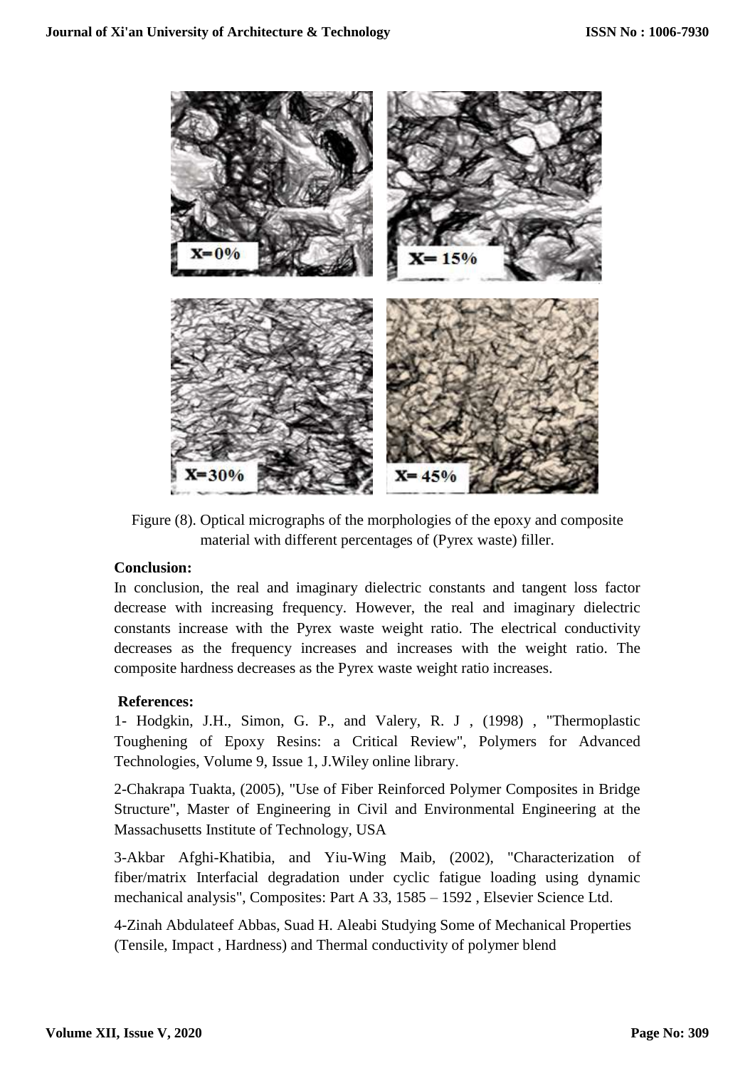Figure (8). Optical micrographs of the morphologies of the epoxy and composite material with different percentages of (Pyrex waste) filler.

**Conclusion:**

In conclusion, the real and imaginary dielectric constants and tangent loss factor decrease with increasing frequency. However, the real and imaginary dielectric constants increase with the Pyrex waste weight ratio. The electrical conductivity decreases as the frequency increases and increases with the weight ratio. The composite hardness decreases as the Pyrex waste weight ratio increases.

**References:**

1- Hodgkin, J.H., Simon, G. P., and Valery, R. J , (1998) , "Thermoplastic Toughening of Epoxy Resins: a Critical Review", Polymers for Advanced Technologies, Volume 9, Issue 1, J.Wiley online library.

2-Chakrapa Tuakta, (2005), "Use of Fiber Reinforced Polymer Composites in Bridge Structure", Master of Engineering in Civil and Environmental Engineering at the Massachusetts Institute of Technology, USA

3-Akbar Afghi-Khatibia, and Yiu-Wing Maib, (2002), "Characterization of fiber/matrix Interfacial degradation under cyclic fatigue loading using dynamic mechanical analysis", Composites: Part A 33, 1585 – 1592 , Elsevier Science Ltd.

4-Zinah Abdulateef Abbas, Suad H. Aleabi Studying Some of Mechanical Properties (Tensile, Impact , Hardness) and Thermal conductivity of polymer blend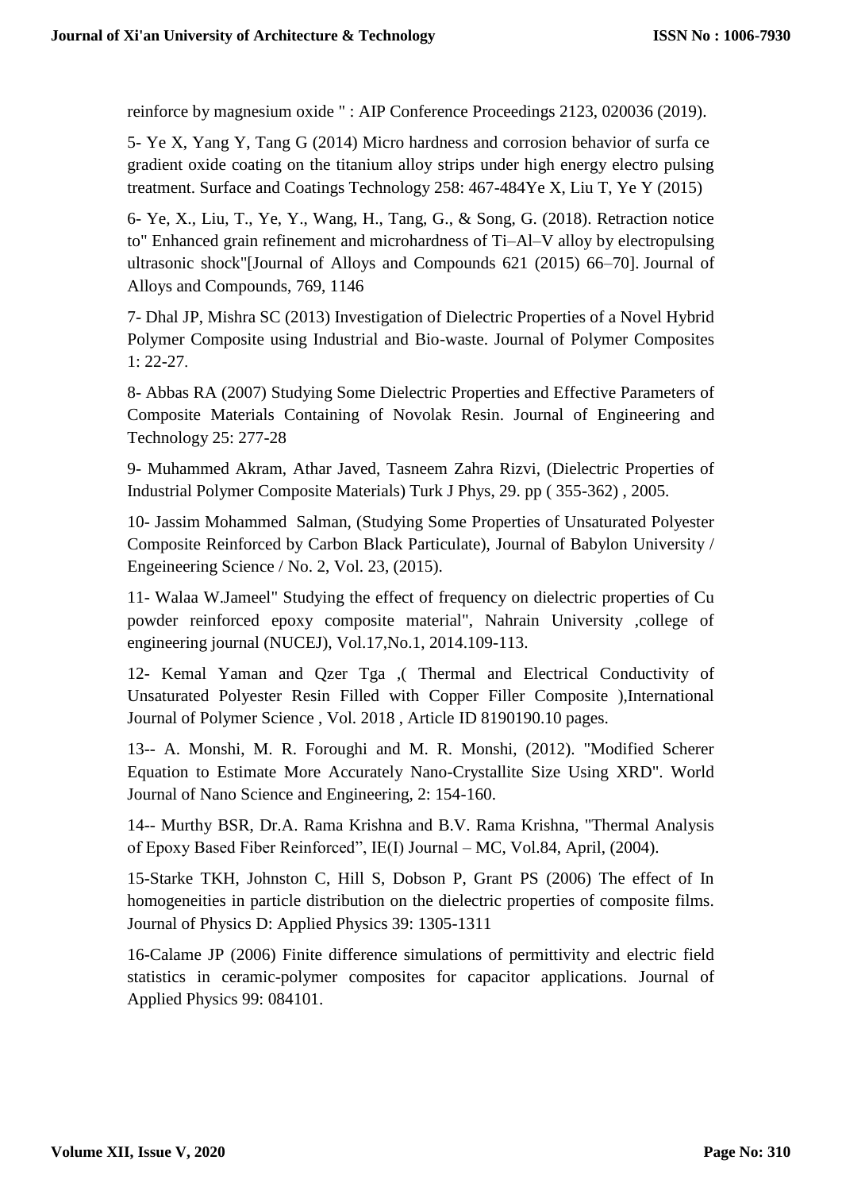reinforce by magnesium oxide " : AIP Conference Proceedings 2123, 020036 (2019).

5- Ye X, Yang Y, Tang G (2014) Micro hardness and corrosion behavior of surfa ce gradient oxide coating on the titanium alloy strips under high energy electro pulsing treatment. Surface and Coatings Technology 258: 467-484Ye X, Liu T, Ye Y (2015)

6- Ye, X., Liu, T., Ye, Y., Wang, H., Tang, G., & Song, G. (2018). Retraction notice to" Enhanced grain refinement and microhardness of Ti–Al–V alloy by electropulsing ultrasonic shock"[Journal of Alloys and Compounds 621 (2015) 66–70]. Journal of Alloys and Compounds, 769, 1146

7- Dhal JP, Mishra SC (2013) Investigation of Dielectric Properties of a Novel Hybrid Polymer Composite using Industrial and Bio-waste. Journal of Polymer Composites 1: 22-27.

8- Abbas RA (2007) Studying Some Dielectric Properties and Effective Parameters of Composite Materials Containing of Novolak Resin. Journal of Engineering and Technology 25: 277-28

9- Muhammed Akram, Athar Javed, Tasneem Zahra Rizvi, (Dielectric Properties of Industrial Polymer Composite Materials) Turk J Phys, 29. pp ( 355-362) , 2005.

10- Jassim Mohammed Salman, (Studying Some Properties of Unsaturated Polyester Composite Reinforced by Carbon Black Particulate), Journal of Babylon University / Engeineering Science / No. 2, Vol. 23, (2015).

11- Walaa W.Jameel" Studying the effect of frequency on dielectric properties of Cu powder reinforced epoxy composite material", Nahrain University ,college of engineering journal (NUCEJ), Vol.17,No.1, 2014.109-113.

12- Kemal Yaman and Qzer Tga ,( Thermal and Electrical Conductivity of Unsaturated Polyester Resin Filled with Copper Filler Composite ),International Journal of Polymer Science , Vol. 2018 , Article ID 8190190.10 pages.

13-- A. Monshi, M. R. Foroughi and M. R. Monshi, (2012). "Modified Scherer Equation to Estimate More Accurately Nano-Crystallite Size Using XRD". World Journal of Nano Science and Engineering, 2: 154-160.

14-- Murthy BSR, Dr.A. Rama Krishna and B.V. Rama Krishna, "Thermal Analysis of Epoxy Based Fiber Reinforced", IE(I) Journal – MC, Vol.84, April, (2004).

15-Starke TKH, Johnston C, Hill S, Dobson P, Grant PS (2006) The effect of In homogeneities in particle distribution on the dielectric properties of composite films. Journal of Physics D: Applied Physics 39: 1305-1311

16-Calame JP (2006) Finite difference simulations of permittivity and electric field statistics in ceramic-polymer composites for capacitor applications. Journal of Applied Physics 99: 084101.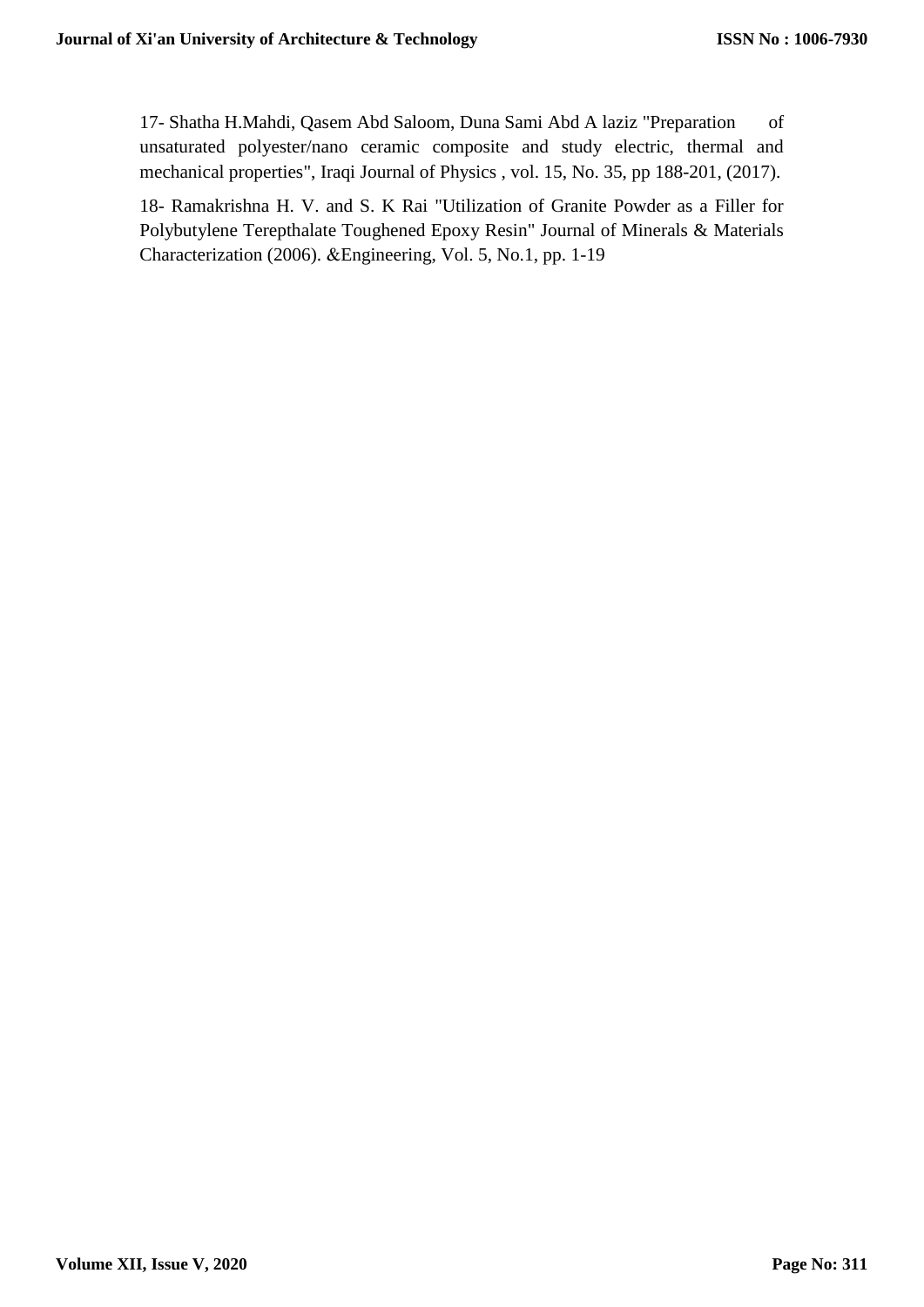17- Shatha H.Mahdi, Qasem Abd Saloom, Duna Sami Abd A laziz "Preparation of unsaturated polyester/nano ceramic composite and study electric, thermal and mechanical properties", Iraqi Journal of Physics , vol. 15, No. 35, pp 188-201, (2017).

18- Ramakrishna H. V. and S. K Rai "Utilization of Granite Powder as a Filler for Polybutylene Terepthalate Toughened Epoxy Resin" Journal of Minerals & Materials Characterization (2006). &Engineering, Vol. 5, No.1, pp. 1-19